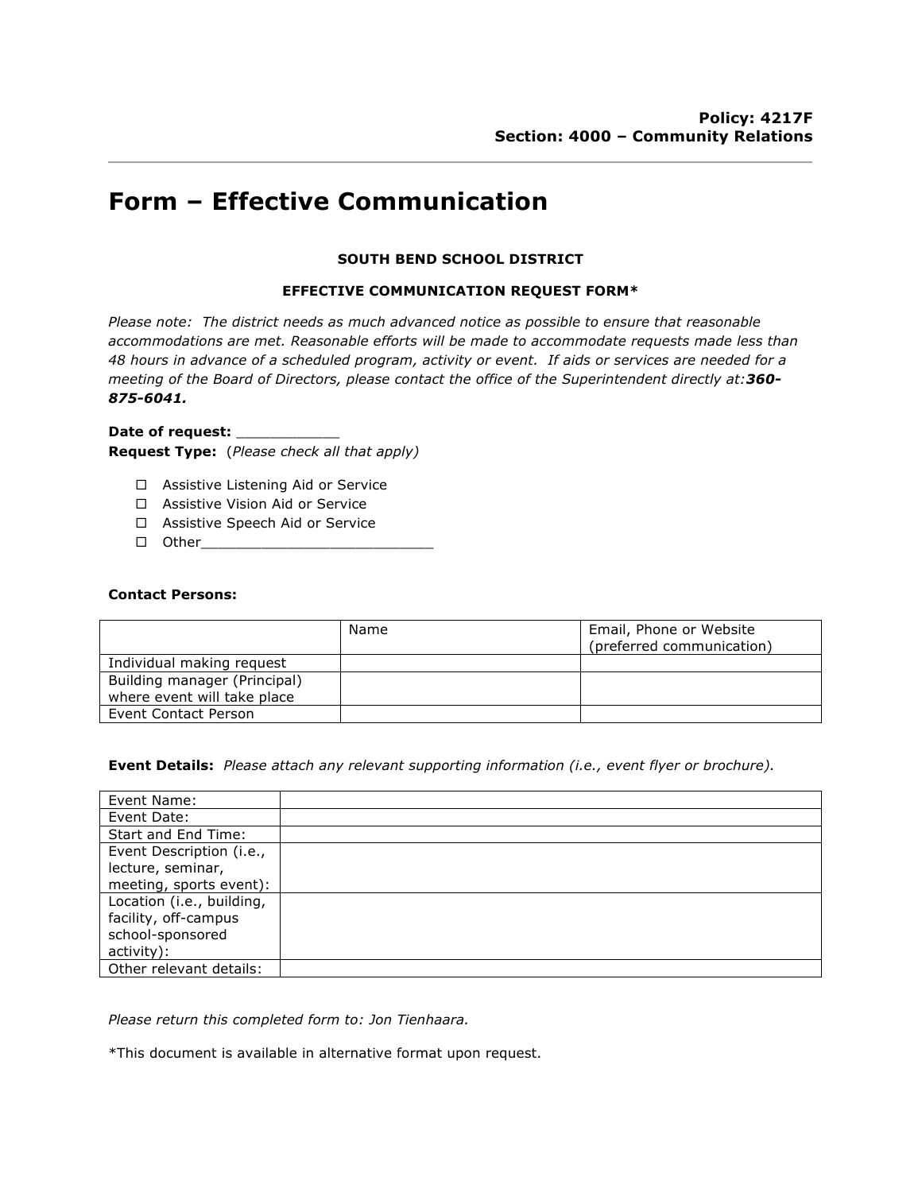**Policy: 4217F**
**Section: 4000 – Community Relations**

# Form – Effective Communication

**SOUTH BEND SCHOOL DISTRICT**

**EFFECTIVE COMMUNICATION REQUEST FORM***

*Please note: The district needs as much advanced notice as possible to ensure that reasonable accommodations are met. Reasonable efforts will be made to accommodate requests made less than 48 hours in advance of a scheduled program, activity or event. If aids or services are needed for a meeting of the Board of Directors, please contact the office of the Superintendent directly at:**360-875-6041.***

**Date of request:** ____________
**Request Type:** (*Please check all that apply*)

- ☐ Assistive Listening Aid or Service
- ☐ Assistive Vision Aid or Service
- ☐ Assistive Speech Aid or Service
- ☐ Other____________________________

**Contact Persons:**

| | Name | Email, Phone or Website (preferred communication) |
|---|---|---|
| Individual making request | | |
| Building manager (Principal) where event will take place | | |
| Event Contact Person | | |

**Event Details:** *Please attach any relevant supporting information (i.e., event flyer or brochure).*

| | |
|---|---|
| Event Name: | |
| Event Date: | |
| Start and End Time: | |
| Event Description (i.e., lecture, seminar, meeting, sports event): | |
| Location (i.e., building, facility, off-campus school-sponsored activity): | |
| Other relevant details: | |

*Please return this completed form to: Jon Tienhaara.*

*This document is available in alternative format upon request.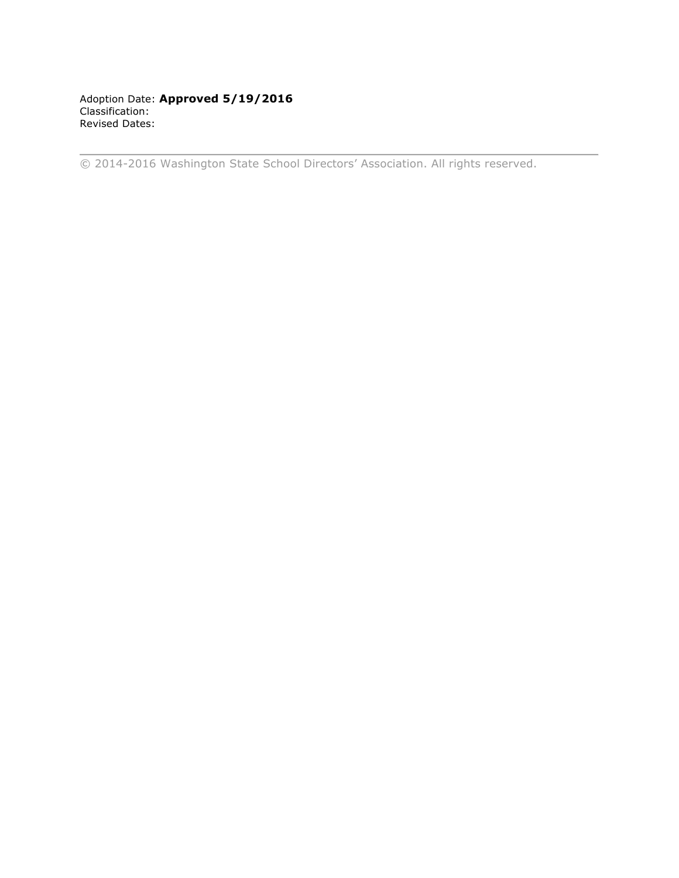Adoption Date: **Approved 5/19/2016**
Classification:
Revised Dates:

---

© 2014-2016 Washington State School Directors' Association. All rights reserved.